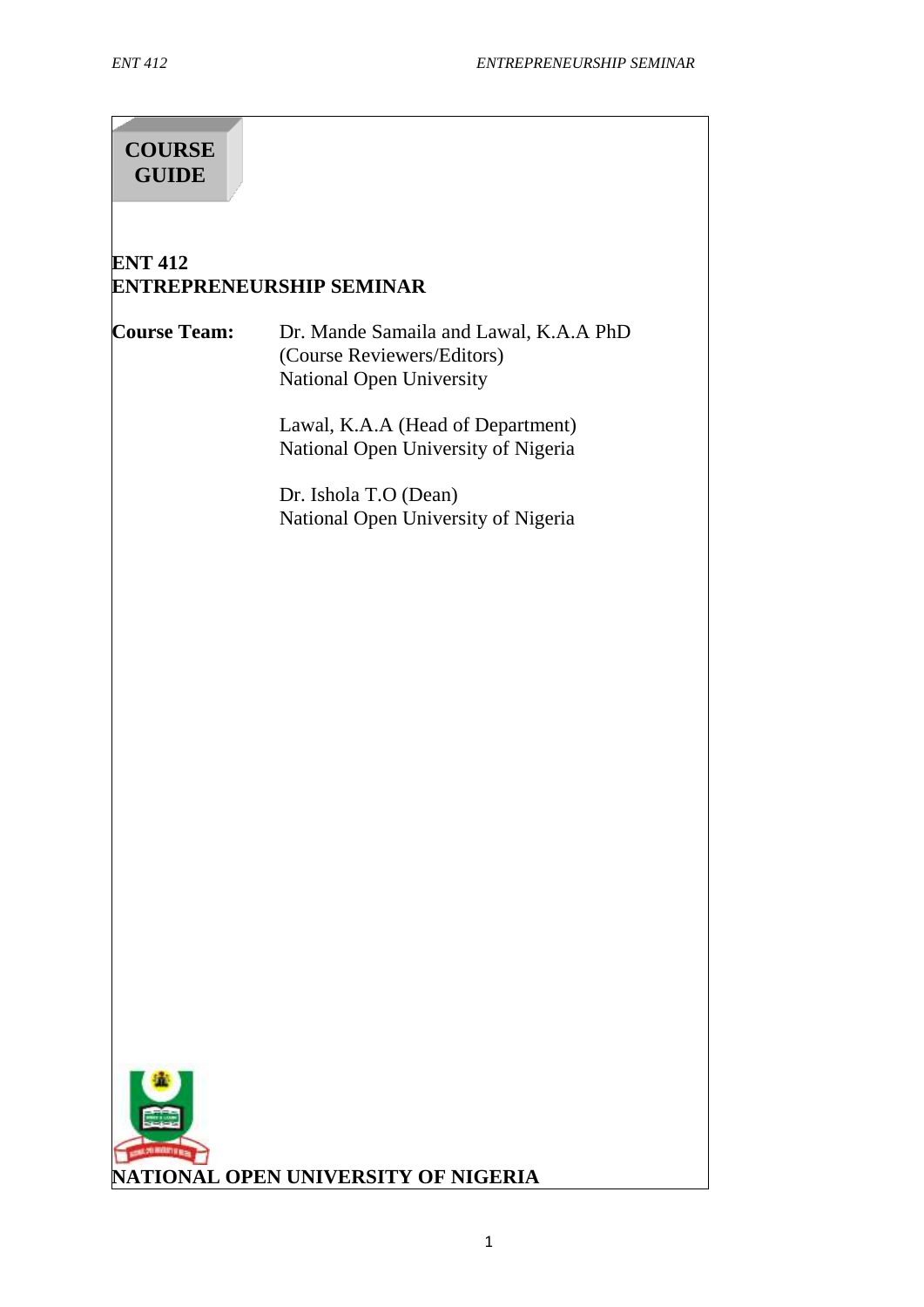# COURSE GUIDE

## ENT 412
## ENTREPRENEURSHIP SEMINAR

**Course Team:** Dr. Mande Samaila and Lawal, K.A.A PhD
(Course Reviewers/Editors)
National Open University

Lawal, K.A.A (Head of Department)
National Open University of Nigeria

Dr. Ishola T.O (Dean)
National Open University of Nigeria

**NATIONAL OPEN UNIVERSITY OF NIGERIA**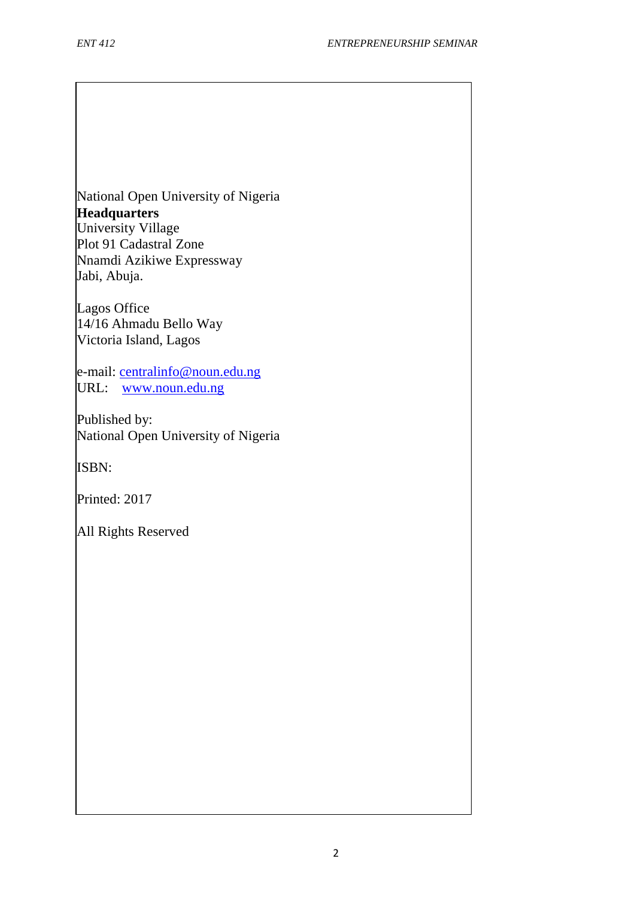National Open University of Nigeria
**Headquarters**
University Village
Plot 91 Cadastral Zone
Nnamdi Azikiwe Expressway
Jabi, Abuja.

Lagos Office
14/16 Ahmadu Bello Way
Victoria Island, Lagos

e-mail: centralinfo@noun.edu.ng
URL: www.noun.edu.ng

Published by:
National Open University of Nigeria

ISBN:

Printed: 2017

All Rights Reserved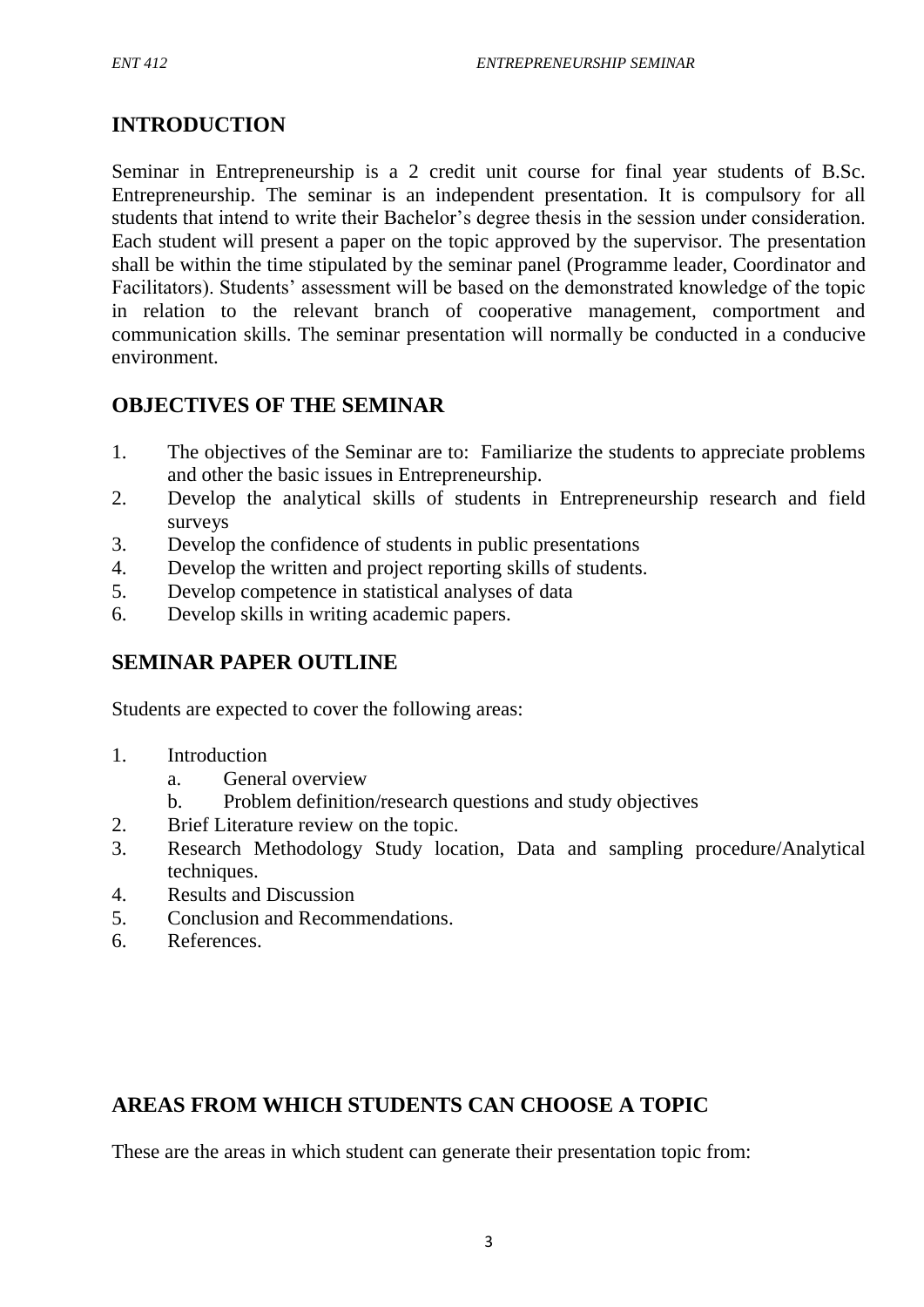## INTRODUCTION

Seminar in Entrepreneurship is a 2 credit unit course for final year students of B.Sc. Entrepreneurship. The seminar is an independent presentation. It is compulsory for all students that intend to write their Bachelor's degree thesis in the session under consideration. Each student will present a paper on the topic approved by the supervisor. The presentation shall be within the time stipulated by the seminar panel (Programme leader, Coordinator and Facilitators). Students' assessment will be based on the demonstrated knowledge of the topic in relation to the relevant branch of cooperative management, comportment and communication skills. The seminar presentation will normally be conducted in a conducive environment.

## OBJECTIVES OF THE SEMINAR

1. The objectives of the Seminar are to: Familiarize the students to appreciate problems and other the basic issues in Entrepreneurship.
2. Develop the analytical skills of students in Entrepreneurship research and field surveys
3. Develop the confidence of students in public presentations
4. Develop the written and project reporting skills of students.
5. Develop competence in statistical analyses of data
6. Develop skills in writing academic papers.

## SEMINAR PAPER OUTLINE

Students are expected to cover the following areas:

1. Introduction
   a. General overview
   b. Problem definition/research questions and study objectives
2. Brief Literature review on the topic.
3. Research Methodology Study location, Data and sampling procedure/Analytical techniques.
4. Results and Discussion
5. Conclusion and Recommendations.
6. References.

## AREAS FROM WHICH STUDENTS CAN CHOOSE A TOPIC

These are the areas in which student can generate their presentation topic from: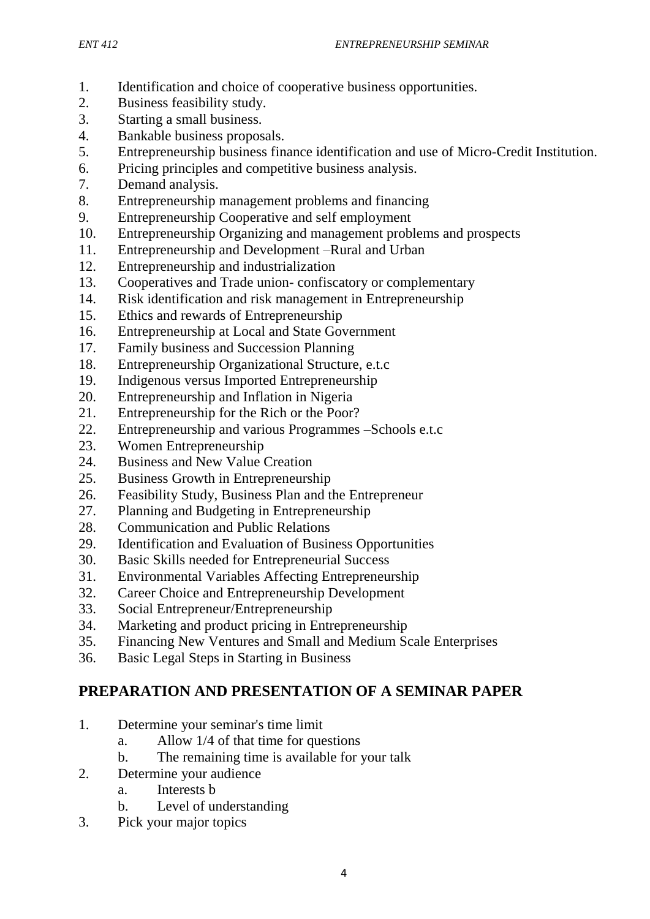1. Identification and choice of cooperative business opportunities.
2. Business feasibility study.
3. Starting a small business.
4. Bankable business proposals.
5. Entrepreneurship business finance identification and use of Micro-Credit Institution.
6. Pricing principles and competitive business analysis.
7. Demand analysis.
8. Entrepreneurship management problems and financing
9. Entrepreneurship Cooperative and self employment
10. Entrepreneurship Organizing and management problems and prospects
11. Entrepreneurship and Development –Rural and Urban
12. Entrepreneurship and industrialization
13. Cooperatives and Trade union- confiscatory or complementary
14. Risk identification and risk management in Entrepreneurship
15. Ethics and rewards of Entrepreneurship
16. Entrepreneurship at Local and State Government
17. Family business and Succession Planning
18. Entrepreneurship Organizational Structure, e.t.c
19. Indigenous versus Imported Entrepreneurship
20. Entrepreneurship and Inflation in Nigeria
21. Entrepreneurship for the Rich or the Poor?
22. Entrepreneurship and various Programmes –Schools e.t.c
23. Women Entrepreneurship
24. Business and New Value Creation
25. Business Growth in Entrepreneurship
26. Feasibility Study, Business Plan and the Entrepreneur
27. Planning and Budgeting in Entrepreneurship
28. Communication and Public Relations
29. Identification and Evaluation of Business Opportunities
30. Basic Skills needed for Entrepreneurial Success
31. Environmental Variables Affecting Entrepreneurship
32. Career Choice and Entrepreneurship Development
33. Social Entrepreneur/Entrepreneurship
34. Marketing and product pricing in Entrepreneurship
35. Financing New Ventures and Small and Medium Scale Enterprises
36. Basic Legal Steps in Starting in Business

## PREPARATION AND PRESENTATION OF A SEMINAR PAPER

1. Determine your seminar's time limit
   a. Allow 1/4 of that time for questions
   b. The remaining time is available for your talk
2. Determine your audience
   a. Interests b
   b. Level of understanding
3. Pick your major topics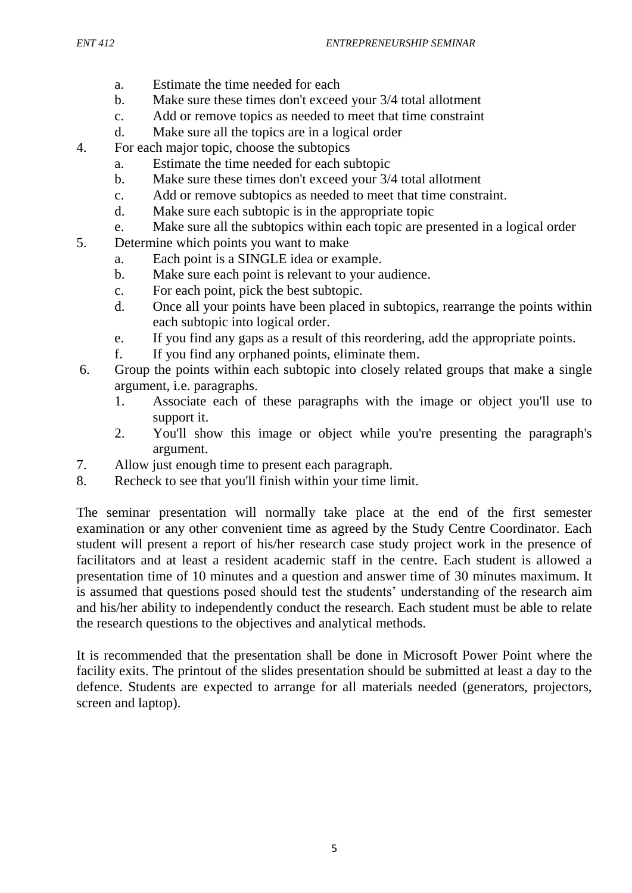a. Estimate the time needed for each
   b. Make sure these times don't exceed your 3/4 total allotment
   c. Add or remove topics as needed to meet that time constraint
   d. Make sure all the topics are in a logical order
4. For each major topic, choose the subtopics
   a. Estimate the time needed for each subtopic
   b. Make sure these times don't exceed your 3/4 total allotment
   c. Add or remove subtopics as needed to meet that time constraint.
   d. Make sure each subtopic is in the appropriate topic
   e. Make sure all the subtopics within each topic are presented in a logical order
5. Determine which points you want to make
   a. Each point is a SINGLE idea or example.
   b. Make sure each point is relevant to your audience.
   c. For each point, pick the best subtopic.
   d. Once all your points have been placed in subtopics, rearrange the points within each subtopic into logical order.
   e. If you find any gaps as a result of this reordering, add the appropriate points.
   f. If you find any orphaned points, eliminate them.
6. Group the points within each subtopic into closely related groups that make a single argument, i.e. paragraphs.
   1. Associate each of these paragraphs with the image or object you'll use to support it.
   2. You'll show this image or object while you're presenting the paragraph's argument.
7. Allow just enough time to present each paragraph.
8. Recheck to see that you'll finish within your time limit.

The seminar presentation will normally take place at the end of the first semester examination or any other convenient time as agreed by the Study Centre Coordinator. Each student will present a report of his/her research case study project work in the presence of facilitators and at least a resident academic staff in the centre. Each student is allowed a presentation time of 10 minutes and a question and answer time of 30 minutes maximum. It is assumed that questions posed should test the students' understanding of the research aim and his/her ability to independently conduct the research. Each student must be able to relate the research questions to the objectives and analytical methods.

It is recommended that the presentation shall be done in Microsoft Power Point where the facility exits. The printout of the slides presentation should be submitted at least a day to the defence. Students are expected to arrange for all materials needed (generators, projectors, screen and laptop).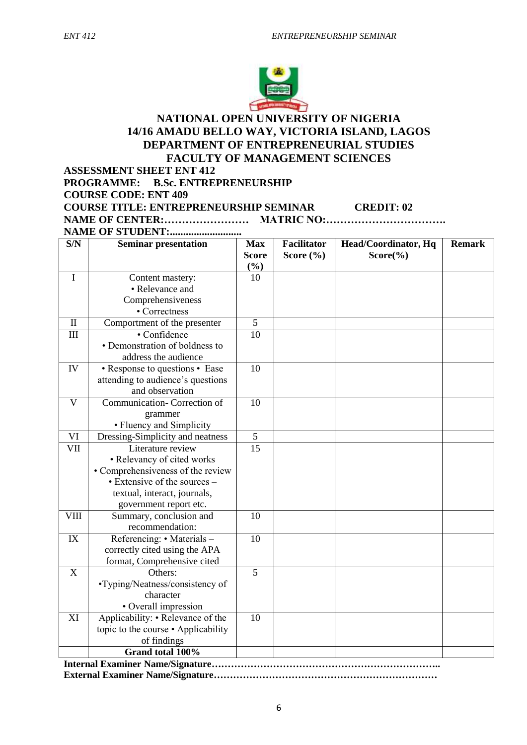# NATIONAL OPEN UNIVERSITY OF NIGERIA
## 14/16 AMADU BELLO WAY, VICTORIA ISLAND, LAGOS
## DEPARTMENT OF ENTREPRENEURIAL STUDIES
## FACULTY OF MANAGEMENT SCIENCES

**ASSESSMENT SHEET ENT 412**
**PROGRAMME: B.Sc. ENTREPRENEURSHIP**
**COURSE CODE: ENT 409**
**COURSE TITLE: ENTREPRENEURSHIP SEMINAR CREDIT: 02**
**NAME OF CENTER:…………………… MATRIC NO:…………………………….**
**NAME OF STUDENT:...........................**

| S/N | Seminar presentation | Max Score (%) | Facilitator Score (%) | Head/Coordinator, Hq Score(%) | Remark |
|---|---|---|---|---|---|
| I | Content mastery: • Relevance and Comprehensiveness • Correctness | 10 | | | |
| II | Comportment of the presenter | 5 | | | |
| III | • Confidence • Demonstration of boldness to address the audience | 10 | | | |
| IV | • Response to questions • Ease attending to audience's questions and observation | 10 | | | |
| V | Communication- Correction of grammer • Fluency and Simplicity | 10 | | | |
| VI | Dressing-Simplicity and neatness | 5 | | | |
| VII | Literature review • Relevancy of cited works • Comprehensiveness of the review • Extensive of the sources – textual, interact, journals, government report etc. | 15 | | | |
| VIII | Summary, conclusion and recommendation: | 10 | | | |
| IX | Referencing: • Materials – correctly cited using the APA format, Comprehensive cited | 10 | | | |
| X | Others: •Typing/Neatness/consistency of character • Overall impression | 5 | | | |
| XI | Applicability: • Relevance of the topic to the course • Applicability of findings | 10 | | | |
| | **Grand total 100%** | | | | |

**Internal Examiner Name/Signature……………………………………………………………..**
**External Examiner Name/Signature……………………………………………………………**